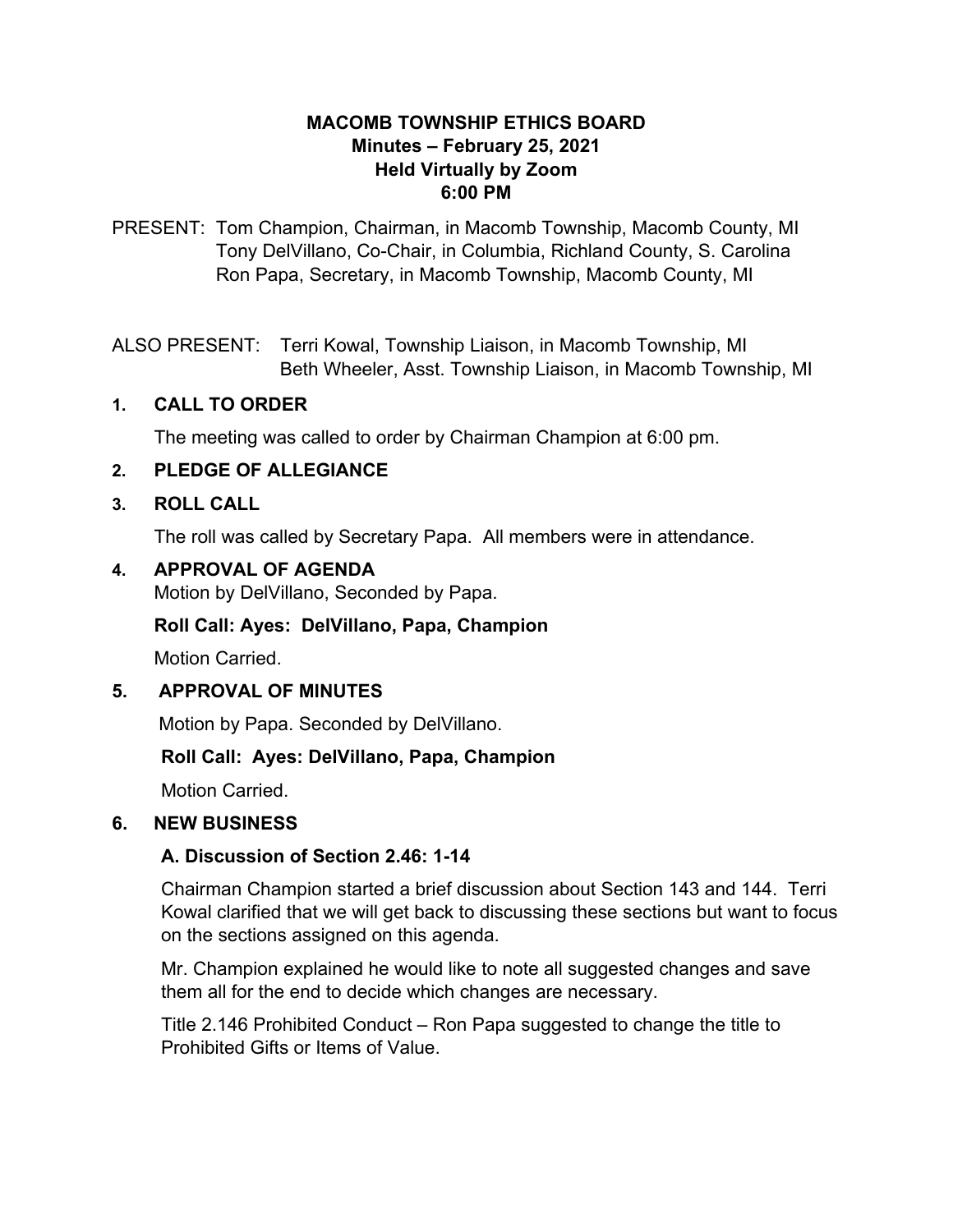# MACOMB TOWNSHIP ETHICS BOARD
## Minutes – February 25, 2021
## Held Virtually by Zoom
## 6:00 PM

PRESENT: Tom Champion, Chairman, in Macomb Township, Macomb County, MI
Tony DelVillano, Co-Chair, in Columbia, Richland County, S. Carolina
Ron Papa, Secretary, in Macomb Township, Macomb County, MI

ALSO PRESENT: Terri Kowal, Township Liaison, in Macomb Township, MI
Beth Wheeler, Asst. Township Liaison, in Macomb Township, MI

### 1. CALL TO ORDER

The meeting was called to order by Chairman Champion at 6:00 pm.

### 2. PLEDGE OF ALLEGIANCE

### 3. ROLL CALL

The roll was called by Secretary Papa. All members were in attendance.

### 4. APPROVAL OF AGENDA

Motion by DelVillano, Seconded by Papa.

**Roll Call: Ayes: DelVillano, Papa, Champion**

Motion Carried.

### 5. APPROVAL OF MINUTES

Motion by Papa. Seconded by DelVillano.

**Roll Call: Ayes: DelVillano, Papa, Champion**

Motion Carried.

### 6. NEW BUSINESS

**A. Discussion of Section 2.46: 1-14**

Chairman Champion started a brief discussion about Section 143 and 144. Terri Kowal clarified that we will get back to discussing these sections but want to focus on the sections assigned on this agenda.

Mr. Champion explained he would like to note all suggested changes and save them all for the end to decide which changes are necessary.

Title 2.146 Prohibited Conduct – Ron Papa suggested to change the title to Prohibited Gifts or Items of Value.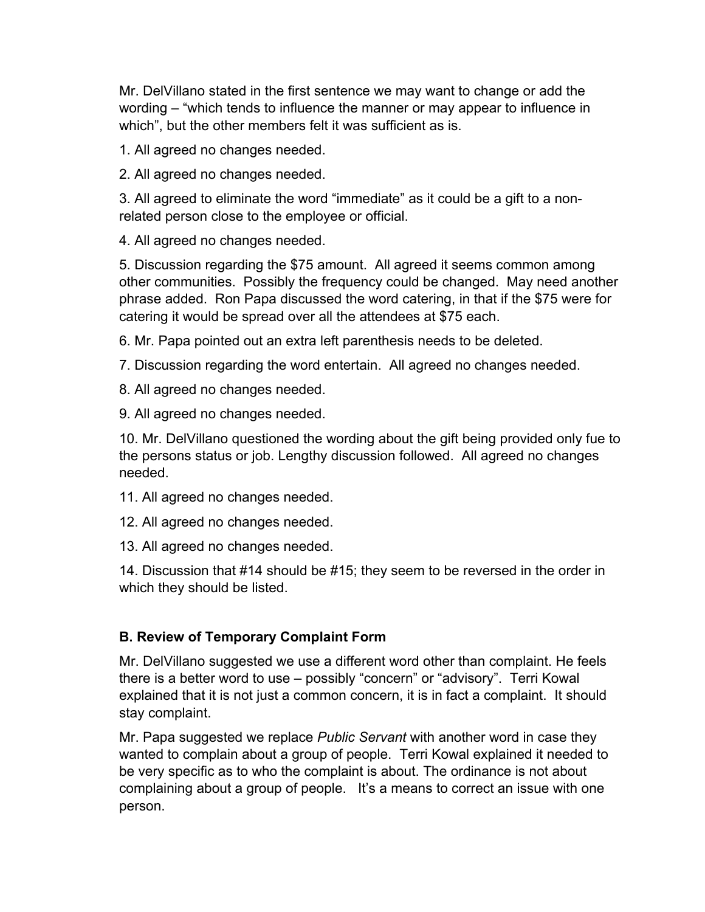Mr. DelVillano stated in the first sentence we may want to change or add the wording – "which tends to influence the manner or may appear to influence in which", but the other members felt it was sufficient as is.

1. All agreed no changes needed.

2. All agreed no changes needed.

3. All agreed to eliminate the word "immediate" as it could be a gift to a non-related person close to the employee or official.

4. All agreed no changes needed.

5. Discussion regarding the $75 amount. All agreed it seems common among other communities. Possibly the frequency could be changed. May need another phrase added. Ron Papa discussed the word catering, in that if the $75 were for catering it would be spread over all the attendees at $75 each.

6. Mr. Papa pointed out an extra left parenthesis needs to be deleted.

7. Discussion regarding the word entertain. All agreed no changes needed.

8. All agreed no changes needed.

9. All agreed no changes needed.

10. Mr. DelVillano questioned the wording about the gift being provided only fue to the persons status or job. Lengthy discussion followed. All agreed no changes needed.

11. All agreed no changes needed.

12. All agreed no changes needed.

13. All agreed no changes needed.

14. Discussion that #14 should be #15; they seem to be reversed in the order in which they should be listed.

### B. Review of Temporary Complaint Form

Mr. DelVillano suggested we use a different word other than complaint. He feels there is a better word to use – possibly "concern" or "advisory". Terri Kowal explained that it is not just a common concern, it is in fact a complaint. It should stay complaint.

Mr. Papa suggested we replace *Public Servant* with another word in case they wanted to complain about a group of people. Terri Kowal explained it needed to be very specific as to who the complaint is about. The ordinance is not about complaining about a group of people. It's a means to correct an issue with one person.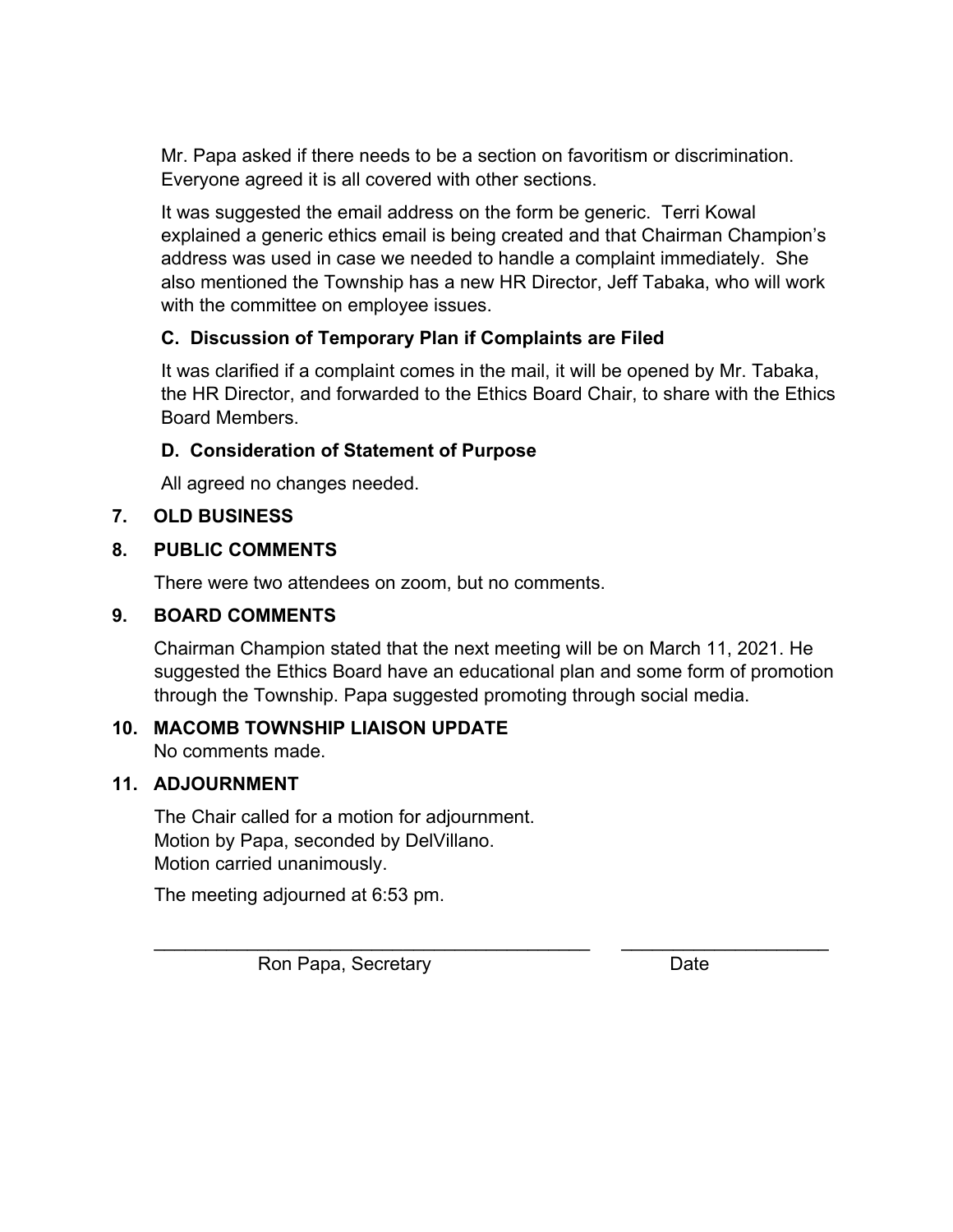Mr. Papa asked if there needs to be a section on favoritism or discrimination. Everyone agreed it is all covered with other sections.

It was suggested the email address on the form be generic. Terri Kowal explained a generic ethics email is being created and that Chairman Champion's address was used in case we needed to handle a complaint immediately. She also mentioned the Township has a new HR Director, Jeff Tabaka, who will work with the committee on employee issues.

### C. Discussion of Temporary Plan if Complaints are Filed

It was clarified if a complaint comes in the mail, it will be opened by Mr. Tabaka, the HR Director, and forwarded to the Ethics Board Chair, to share with the Ethics Board Members.

### D. Consideration of Statement of Purpose

All agreed no changes needed.

## 7. OLD BUSINESS

## 8. PUBLIC COMMENTS

There were two attendees on zoom, but no comments.

## 9. BOARD COMMENTS

Chairman Champion stated that the next meeting will be on March 11, 2021. He suggested the Ethics Board have an educational plan and some form of promotion through the Township. Papa suggested promoting through social media.

## 10. MACOMB TOWNSHIP LIAISON UPDATE

No comments made.

## 11. ADJOURNMENT

The Chair called for a motion for adjournment.
Motion by Papa, seconded by DelVillano.
Motion carried unanimously.

The meeting adjourned at 6:53 pm.

\_\_\_\_\_\_\_\_\_\_\_\_\_\_\_\_\_\_\_\_\_\_\_\_\_\_\_\_\_\_\_\_\_\_\_\_\_\_\_\_ \_\_\_\_\_\_\_\_\_\_\_\_\_\_\_\_\_\_\_\_

Ron Papa, Secretary Date